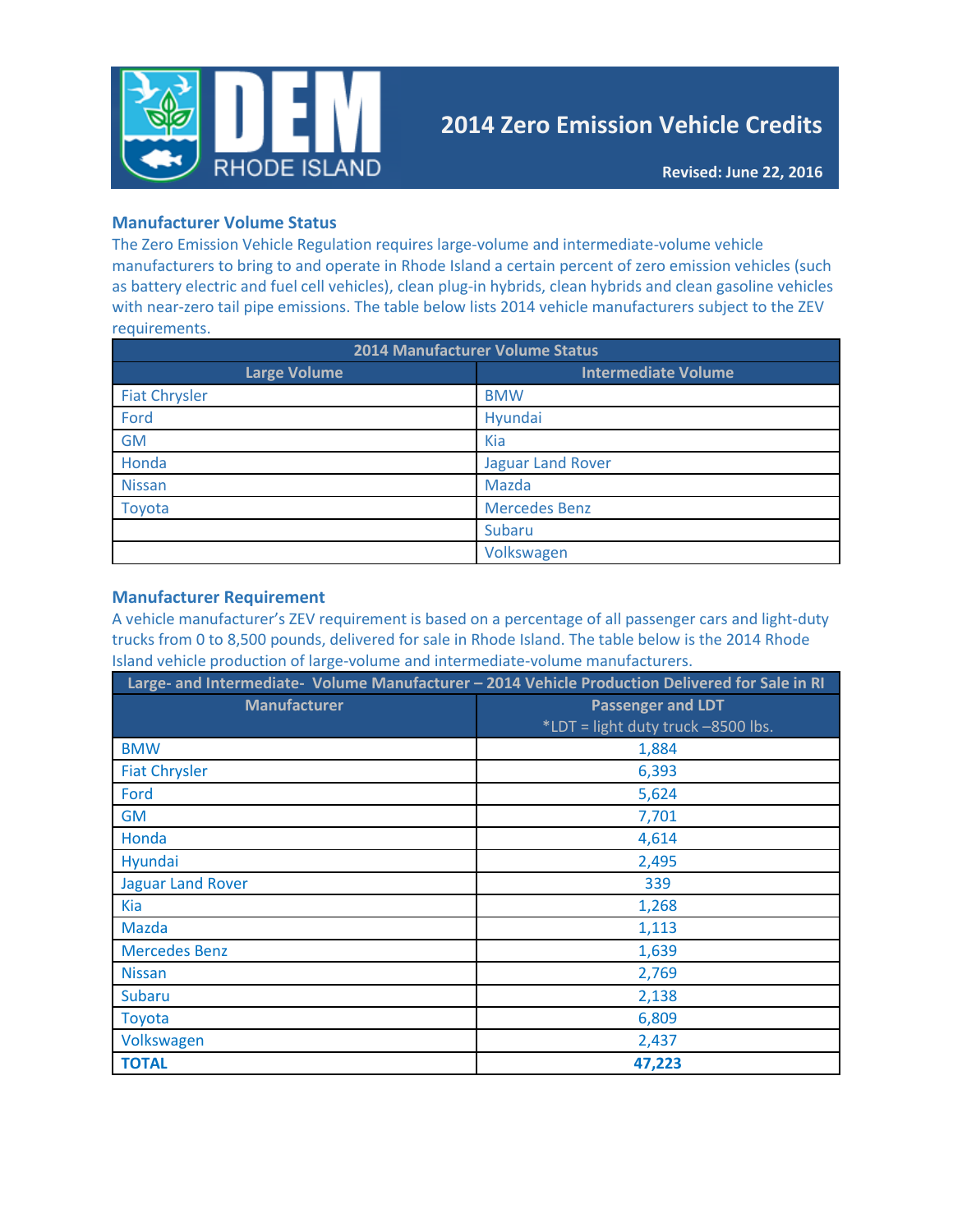# 2014 Zero Emission Vehicle Credits

**Revised: June 22, 2016**

## Manufacturer Volume Status

The Zero Emission Vehicle Regulation requires large-volume and intermediate-volume vehicle manufacturers to bring to and operate in Rhode Island a certain percent of zero emission vehicles (such as battery electric and fuel cell vehicles), clean plug-in hybrids, clean hybrids and clean gasoline vehicles with near-zero tail pipe emissions. The table below lists 2014 vehicle manufacturers subject to the ZEV requirements.

| 2014 Manufacturer Volume Status | |
|---|---|
| **Large Volume** | **Intermediate Volume** |
| Fiat Chrysler | BMW |
| Ford | Hyundai |
| GM | Kia |
| Honda | Jaguar Land Rover |
| Nissan | Mazda |
| Toyota | Mercedes Benz |
| | Subaru |
| | Volkswagen |

## Manufacturer Requirement

A vehicle manufacturer's ZEV requirement is based on a percentage of all passenger cars and light-duty trucks from 0 to 8,500 pounds, delivered for sale in Rhode Island. The table below is the 2014 Rhode Island vehicle production of large-volume and intermediate-volume manufacturers.

| Large- and Intermediate- Volume Manufacturer – 2014 Vehicle Production Delivered for Sale in RI | |
|---|---|
| **Manufacturer** | **Passenger and LDT**<br>*LDT = light duty truck –8500 lbs. |
| BMW | 1,884 |
| Fiat Chrysler | 6,393 |
| Ford | 5,624 |
| GM | 7,701 |
| Honda | 4,614 |
| Hyundai | 2,495 |
| Jaguar Land Rover | 339 |
| Kia | 1,268 |
| Mazda | 1,113 |
| Mercedes Benz | 1,639 |
| Nissan | 2,769 |
| Subaru | 2,138 |
| Toyota | 6,809 |
| Volkswagen | 2,437 |
| **TOTAL** | **47,223** |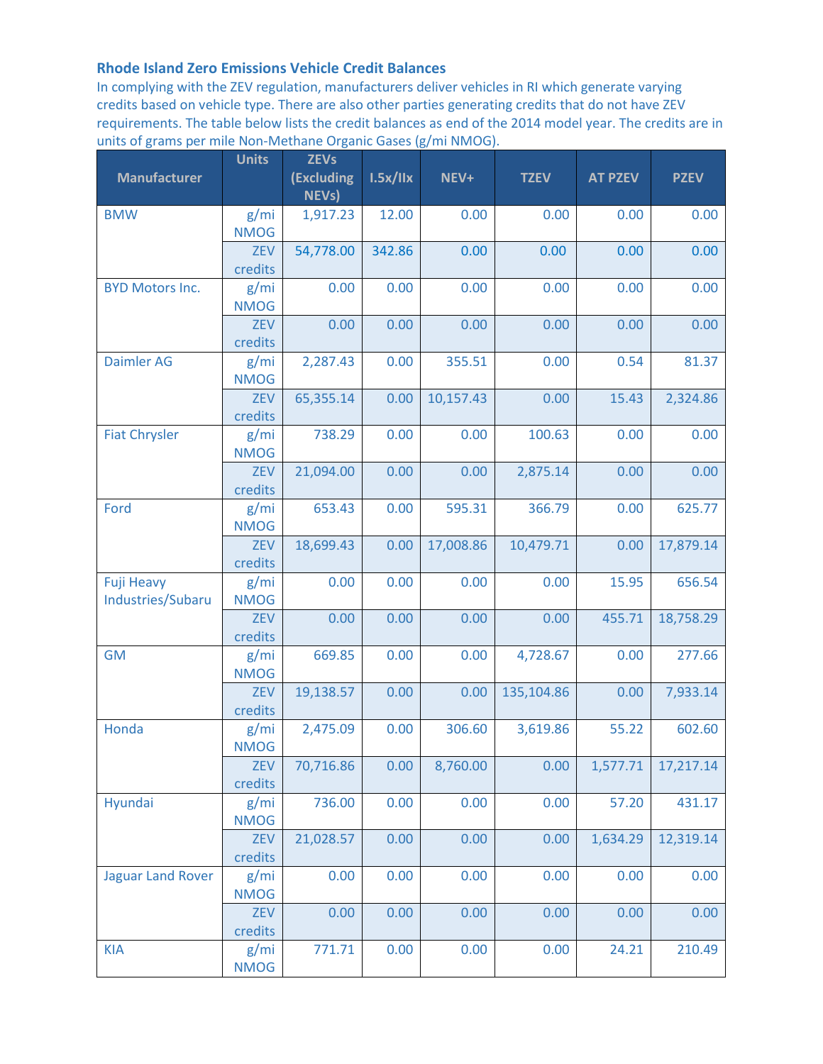## Rhode Island Zero Emissions Vehicle Credit Balances

In complying with the ZEV regulation, manufacturers deliver vehicles in RI which generate varying credits based on vehicle type. There are also other parties generating credits that do not have ZEV requirements. The table below lists the credit balances as end of the 2014 model year. The credits are in units of grams per mile Non-Methane Organic Gases (g/mi NMOG).

| Manufacturer | Units | ZEVs (Excluding NEVs) | I.5x/IIx | NEV+ | TZEV | AT PZEV | PZEV |
|---|---|---|---|---|---|---|---|
| BMW | g/mi NMOG | 1,917.23 | 12.00 | 0.00 | 0.00 | 0.00 | 0.00 |
| | ZEV credits | 54,778.00 | 342.86 | 0.00 | 0.00 | 0.00 | 0.00 |
| BYD Motors Inc. | g/mi NMOG | 0.00 | 0.00 | 0.00 | 0.00 | 0.00 | 0.00 |
| | ZEV credits | 0.00 | 0.00 | 0.00 | 0.00 | 0.00 | 0.00 |
| Daimler AG | g/mi NMOG | 2,287.43 | 0.00 | 355.51 | 0.00 | 0.54 | 81.37 |
| | ZEV credits | 65,355.14 | 0.00 | 10,157.43 | 0.00 | 15.43 | 2,324.86 |
| Fiat Chrysler | g/mi NMOG | 738.29 | 0.00 | 0.00 | 100.63 | 0.00 | 0.00 |
| | ZEV credits | 21,094.00 | 0.00 | 0.00 | 2,875.14 | 0.00 | 0.00 |
| Ford | g/mi NMOG | 653.43 | 0.00 | 595.31 | 366.79 | 0.00 | 625.77 |
| | ZEV credits | 18,699.43 | 0.00 | 17,008.86 | 10,479.71 | 0.00 | 17,879.14 |
| Fuji Heavy Industries/Subaru | g/mi NMOG | 0.00 | 0.00 | 0.00 | 0.00 | 15.95 | 656.54 |
| | ZEV credits | 0.00 | 0.00 | 0.00 | 0.00 | 455.71 | 18,758.29 |
| GM | g/mi NMOG | 669.85 | 0.00 | 0.00 | 4,728.67 | 0.00 | 277.66 |
| | ZEV credits | 19,138.57 | 0.00 | 0.00 | 135,104.86 | 0.00 | 7,933.14 |
| Honda | g/mi NMOG | 2,475.09 | 0.00 | 306.60 | 3,619.86 | 55.22 | 602.60 |
| | ZEV credits | 70,716.86 | 0.00 | 8,760.00 | 0.00 | 1,577.71 | 17,217.14 |
| Hyundai | g/mi NMOG | 736.00 | 0.00 | 0.00 | 0.00 | 57.20 | 431.17 |
| | ZEV credits | 21,028.57 | 0.00 | 0.00 | 0.00 | 1,634.29 | 12,319.14 |
| Jaguar Land Rover | g/mi NMOG | 0.00 | 0.00 | 0.00 | 0.00 | 0.00 | 0.00 |
| | ZEV credits | 0.00 | 0.00 | 0.00 | 0.00 | 0.00 | 0.00 |
| KIA | g/mi NMOG | 771.71 | 0.00 | 0.00 | 0.00 | 24.21 | 210.49 |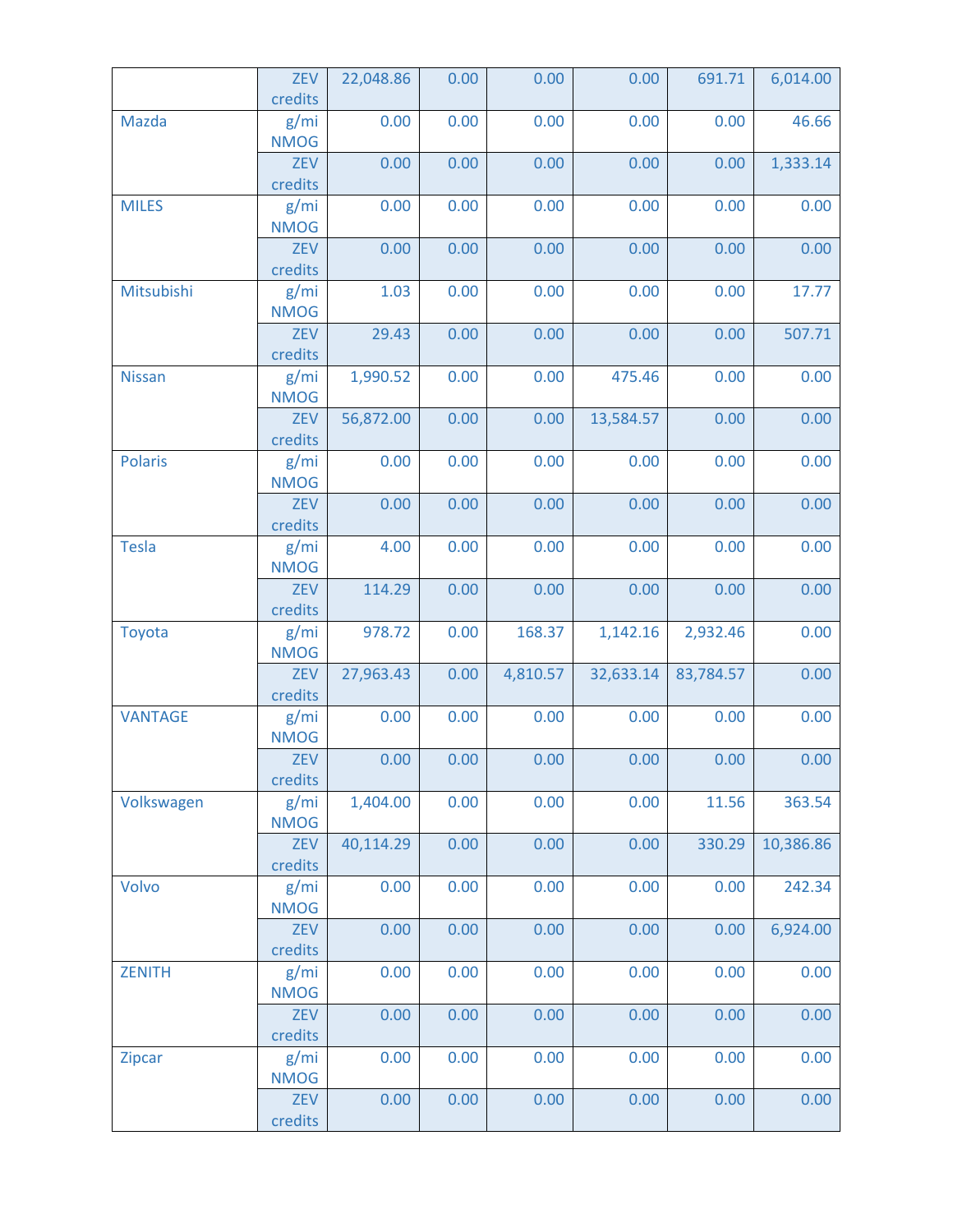| | | | | | | | |
|---|---|---|---|---|---|---|---|
| | ZEV credits | 22,048.86 | 0.00 | 0.00 | 0.00 | 691.71 | 6,014.00 |
| Mazda | g/mi NMOG | 0.00 | 0.00 | 0.00 | 0.00 | 0.00 | 46.66 |
| | ZEV credits | 0.00 | 0.00 | 0.00 | 0.00 | 0.00 | 1,333.14 |
| MILES | g/mi NMOG | 0.00 | 0.00 | 0.00 | 0.00 | 0.00 | 0.00 |
| | ZEV credits | 0.00 | 0.00 | 0.00 | 0.00 | 0.00 | 0.00 |
| Mitsubishi | g/mi NMOG | 1.03 | 0.00 | 0.00 | 0.00 | 0.00 | 17.77 |
| | ZEV credits | 29.43 | 0.00 | 0.00 | 0.00 | 0.00 | 507.71 |
| Nissan | g/mi NMOG | 1,990.52 | 0.00 | 0.00 | 475.46 | 0.00 | 0.00 |
| | ZEV credits | 56,872.00 | 0.00 | 0.00 | 13,584.57 | 0.00 | 0.00 |
| Polaris | g/mi NMOG | 0.00 | 0.00 | 0.00 | 0.00 | 0.00 | 0.00 |
| | ZEV credits | 0.00 | 0.00 | 0.00 | 0.00 | 0.00 | 0.00 |
| Tesla | g/mi NMOG | 4.00 | 0.00 | 0.00 | 0.00 | 0.00 | 0.00 |
| | ZEV credits | 114.29 | 0.00 | 0.00 | 0.00 | 0.00 | 0.00 |
| Toyota | g/mi NMOG | 978.72 | 0.00 | 168.37 | 1,142.16 | 2,932.46 | 0.00 |
| | ZEV credits | 27,963.43 | 0.00 | 4,810.57 | 32,633.14 | 83,784.57 | 0.00 |
| VANTAGE | g/mi NMOG | 0.00 | 0.00 | 0.00 | 0.00 | 0.00 | 0.00 |
| | ZEV credits | 0.00 | 0.00 | 0.00 | 0.00 | 0.00 | 0.00 |
| Volkswagen | g/mi NMOG | 1,404.00 | 0.00 | 0.00 | 0.00 | 11.56 | 363.54 |
| | ZEV credits | 40,114.29 | 0.00 | 0.00 | 0.00 | 330.29 | 10,386.86 |
| Volvo | g/mi NMOG | 0.00 | 0.00 | 0.00 | 0.00 | 0.00 | 242.34 |
| | ZEV credits | 0.00 | 0.00 | 0.00 | 0.00 | 0.00 | 6,924.00 |
| ZENITH | g/mi NMOG | 0.00 | 0.00 | 0.00 | 0.00 | 0.00 | 0.00 |
| | ZEV credits | 0.00 | 0.00 | 0.00 | 0.00 | 0.00 | 0.00 |
| Zipcar | g/mi NMOG | 0.00 | 0.00 | 0.00 | 0.00 | 0.00 | 0.00 |
| | ZEV credits | 0.00 | 0.00 | 0.00 | 0.00 | 0.00 | 0.00 |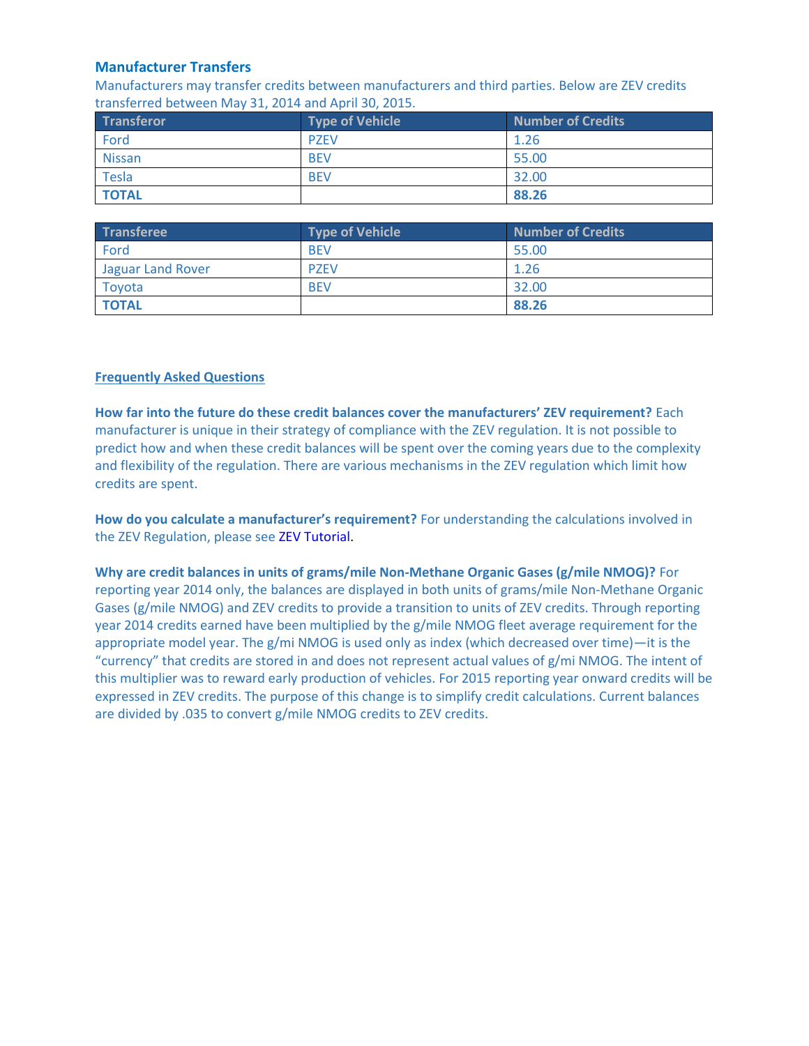## Manufacturer Transfers

Manufacturers may transfer credits between manufacturers and third parties. Below are ZEV credits transferred between May 31, 2014 and April 30, 2015.

| Transferor | Type of Vehicle | Number of Credits |
|---|---|---|
| Ford | PZEV | 1.26 |
| Nissan | BEV | 55.00 |
| Tesla | BEV | 32.00 |
| **TOTAL** | | **88.26** |

| Transferee | Type of Vehicle | Number of Credits |
|---|---|---|
| Ford | BEV | 55.00 |
| Jaguar Land Rover | PZEV | 1.26 |
| Toyota | BEV | 32.00 |
| **TOTAL** | | **88.26** |

### Frequently Asked Questions

**How far into the future do these credit balances cover the manufacturers' ZEV requirement?** Each manufacturer is unique in their strategy of compliance with the ZEV regulation. It is not possible to predict how and when these credit balances will be spent over the coming years due to the complexity and flexibility of the regulation. There are various mechanisms in the ZEV regulation which limit how credits are spent.

**How do you calculate a manufacturer's requirement?** For understanding the calculations involved in the ZEV Regulation, please see ZEV Tutorial.

**Why are credit balances in units of grams/mile Non-Methane Organic Gases (g/mile NMOG)?** For reporting year 2014 only, the balances are displayed in both units of grams/mile Non-Methane Organic Gases (g/mile NMOG) and ZEV credits to provide a transition to units of ZEV credits. Through reporting year 2014 credits earned have been multiplied by the g/mile NMOG fleet average requirement for the appropriate model year. The g/mi NMOG is used only as index (which decreased over time)—it is the "currency" that credits are stored in and does not represent actual values of g/mi NMOG. The intent of this multiplier was to reward early production of vehicles. For 2015 reporting year onward credits will be expressed in ZEV credits. The purpose of this change is to simplify credit calculations. Current balances are divided by .035 to convert g/mile NMOG credits to ZEV credits.